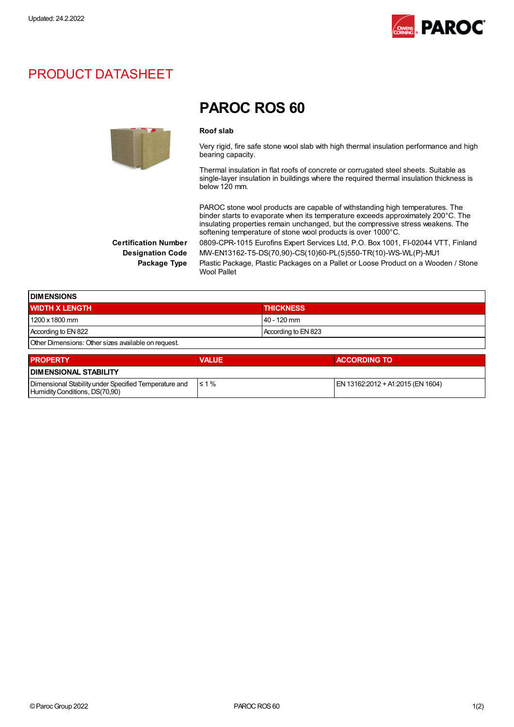Updated: 24.2.2022

# PRODUCT DATASHEET

## PAROC ROS 60

**Roof slab**

Very rigid, fire safe stone wool slab with high thermal insulation performance and high bearing capacity.

Thermal insulation in flat roofs of concrete or corrugated steel sheets. Suitable as single-layer insulation in buildings where the required thermal insulation thickness is below 120 mm.

PAROC stone wool products are capable of withstanding high temperatures. The binder starts to evaporate when its temperature exceeds approximately 200°C. The insulating properties remain unchanged, but the compressive stress weakens. The softening temperature of stone wool products is over 1000°C.

**Certification Number** 0809-CPR-1015 Eurofins Expert Services Ltd, P.O. Box 1001, FI-02044 VTT, Finland

**Designation Code** MW-EN13162-T5-DS(70,90)-CS(10)60-PL(5)550-TR(10)-WS-WL(P)-MU1

**Package Type** Plastic Package, Plastic Packages on a Pallet or Loose Product on a Wooden / Stone Wool Pallet

| DIMENSIONS | |
|---|---|
| **WIDTH X LENGTH** | **THICKNESS** |
| 1200 x 1800 mm | 40 - 120 mm |
| According to EN 822 | According to EN 823 |
| Other Dimensions: Other sizes available on request. | |

| PROPERTY | VALUE | ACCORDING TO |
|---|---|---|
| **DIMENSIONAL STABILITY** | | |
| Dimensional Stability under Specified Temperature and Humidity Conditions, DS(70,90) | ≤ 1 % | EN 13162:2012 + A1:2015 (EN 1604) |

© Paroc Group 2022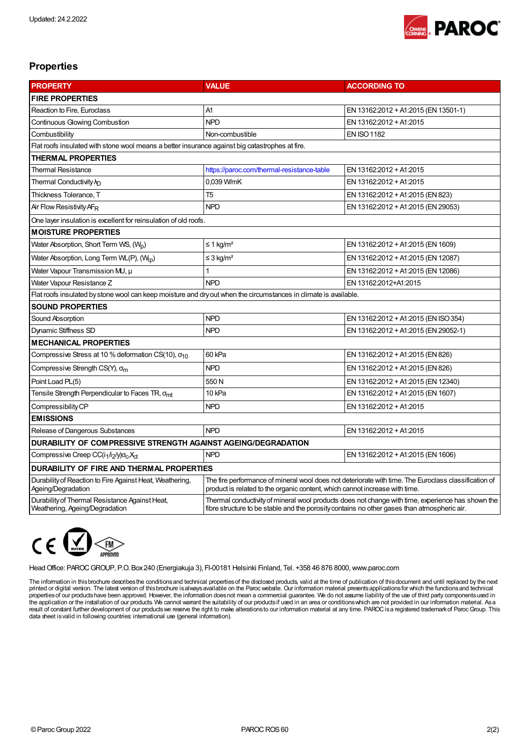## Properties

| PROPERTY | VALUE | ACCORDING TO |
|---|---|---|
| **FIRE PROPERTIES** | | |
| Reaction to Fire, Euroclass | A1 | EN 13162:2012 + A1:2015 (EN 13501-1) |
| Continuous Glowing Combustion | NPD | EN 13162:2012 + A1:2015 |
| Combustibility | Non-combustible | EN ISO 1182 |
| Flat roofs insulated with stone wool means a better insurance against big catastrophes at fire. | | |
| **THERMAL PROPERTIES** | | |
| Thermal Resistance | https://paroc.com/thermal-resistance-table | EN 13162:2012 + A1:2015 |
| Thermal Conductivity $\lambda_D$ | 0,039 W/mK | EN 13162:2012 + A1:2015 |
| Thickness Tolerance, T | T5 | EN 13162:2012 + A1:2015 (EN 823) |
| Air Flow Resistivity $AF_R$ | NPD | EN 13162:2012 + A1:2015 (EN 29053) |
| One layer insulation is excellent for reinsulation of old roofs. | | |
| **MOISTURE PROPERTIES** | | |
| Water Absorption, Short Term WS, ($W_p$) | ≤ 1 kg/m² | EN 13162:2012 + A1:2015 (EN 1609) |
| Water Absorption, Long Term WL(P), ($W_{lp}$) | ≤ 3 kg/m² | EN 13162:2012 + A1:2015 (EN 12087) |
| Water Vapour Transmission MU, μ | 1 | EN 13162:2012 + A1:2015 (EN 12086) |
| Water Vapour Resistance Z | NPD | EN 13162:2012+A1:2015 |
| Flat roofs insulated by stone wool can keep moisture and dry out when the circumstances in climate is available. | | |
| **SOUND PROPERTIES** | | |
| Sound Absorption | NPD | EN 13162:2012 + A1:2015 (EN ISO 354) |
| Dynamic Stiffness SD | NPD | EN 13162:2012 + A1:2015 (EN 29052-1) |
| **MECHANICAL PROPERTIES** | | |
| Compressive Stress at 10 % deformation CS(10), $\sigma_{10}$ | 60 kPa | EN 13162:2012 + A1:2015 (EN 826) |
| Compressive Strength CS(Y), $\sigma_m$ | NPD | EN 13162:2012 + A1:2015 (EN 826) |
| Point Load PL(5) | 550 N | EN 13162:2012 + A1:2015 (EN 12340) |
| Tensile Strength Perpendicular to Faces TR, $\sigma_{mt}$ | 10 kPa | EN 13162:2012 + A1:2015 (EN 1607) |
| Compressibility CP | NPD | EN 13162:2012 + A1:2015 |
| **EMISSIONS** | | |
| Release of Dangerous Substances | NPD | EN 13162:2012 + A1:2015 |
| **DURABILITY OF COMPRESSIVE STRENGTH AGAINST AGEING/DEGRADATION** | | |
| Compressive Creep $CC(i_1/i_2/y)\sigma_c X_{ct}$ | NPD | EN 13162:2012 + A1:2015 (EN 1606) |
| **DURABILITY OF FIRE AND THERMAL PROPERTIES** | | |
| Durability of Reaction to Fire Against Heat, Weathering, Ageing/Degradation | The fire performance of mineral wool does not deteriorate with time. The Euroclass classification of product is related to the organic content, which cannot increase with time. | |
| Durability of Thermal Resistance Against Heat, Weathering, Ageing/Degradation | Thermal conductivity of mineral wool products does not change with time, experience has shown the fibre structure to be stable and the porosity contains no other gases than atmospheric air. | |

Head Office: PAROC GROUP, P.O. Box 240 (Energiakuja 3), FI-00181 Helsinki Finland, Tel. +358 46 876 8000, www.paroc.com

The information in this brochure describes the conditions and technical properties of the disclosed products, valid at the time of publication of this document and until replaced by the next printed or digital version. The latest version of this brochure is always available on the Paroc website. Our information material presents applications for which the functions and technical properties of our products have been approved. However, the information does not mean a commercial guarantee. We do not assume liability of the use of third party components used in the application or the installation of our products. We cannot warrant the suitability of our products if used in an area or conditions which are not provided in our information material. As a result of constant further development of our products we reserve the right to make alterations to our information material at any time. PAROC is a registered trademark of Paroc Group. This data sheet is valid in following countries: international use (general information).